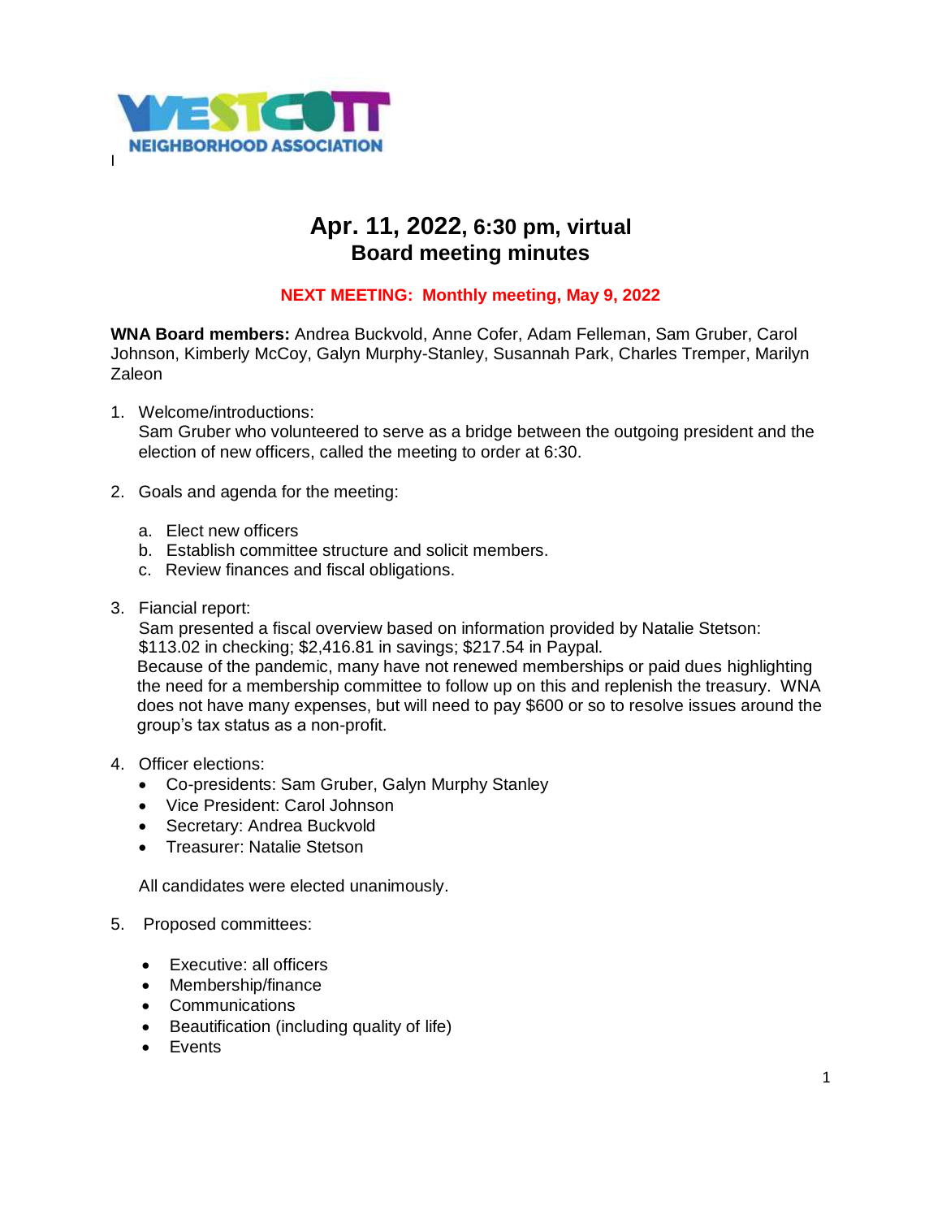WESTCOTT NEIGHBORHOOD ASSOCIATION

# Apr. 11, 2022, 6:30 pm, virtual
# Board meeting minutes

**NEXT MEETING: Monthly meeting, May 9, 2022**

**WNA Board members:** Andrea Buckvold, Anne Cofer, Adam Felleman, Sam Gruber, Carol Johnson, Kimberly McCoy, Galyn Murphy-Stanley, Susannah Park, Charles Tremper, Marilyn Zaleon

1. Welcome/introductions:
   Sam Gruber who volunteered to serve as a bridge between the outgoing president and the election of new officers, called the meeting to order at 6:30.

2. Goals and agenda for the meeting:

   a. Elect new officers
   b. Establish committee structure and solicit members.
   c. Review finances and fiscal obligations.

3. Fiancial report:
   Sam presented a fiscal overview based on information provided by Natalie Stetson: $113.02 in checking; $2,416.81 in savings; $217.54 in Paypal.
   Because of the pandemic, many have not renewed memberships or paid dues highlighting the need for a membership committee to follow up on this and replenish the treasury. WNA does not have many expenses, but will need to pay $600 or so to resolve issues around the group's tax status as a non-profit.

4. Officer elections:
   - Co-presidents: Sam Gruber, Galyn Murphy Stanley
   - Vice President: Carol Johnson
   - Secretary: Andrea Buckvold
   - Treasurer: Natalie Stetson

   All candidates were elected unanimously.

5. Proposed committees:

   - Executive: all officers
   - Membership/finance
   - Communications
   - Beautification (including quality of life)
   - Events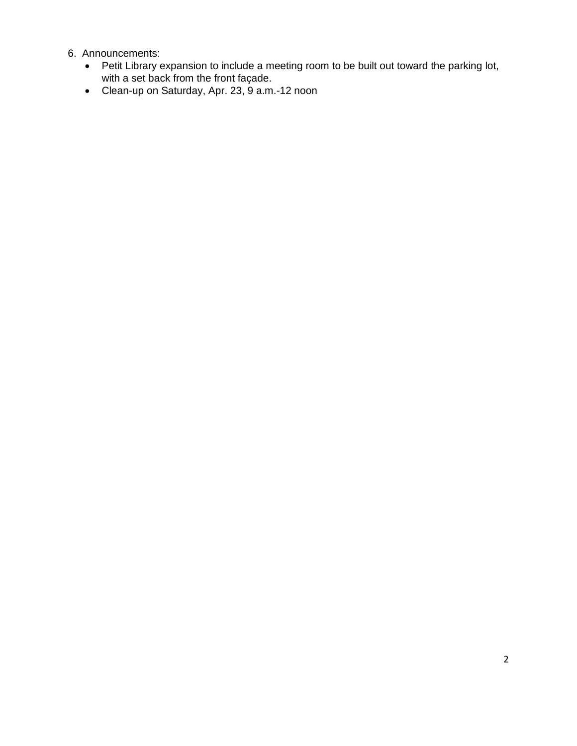6. Announcements:
   - Petit Library expansion to include a meeting room to be built out toward the parking lot, with a set back from the front façade.
   - Clean-up on Saturday, Apr. 23, 9 a.m.-12 noon